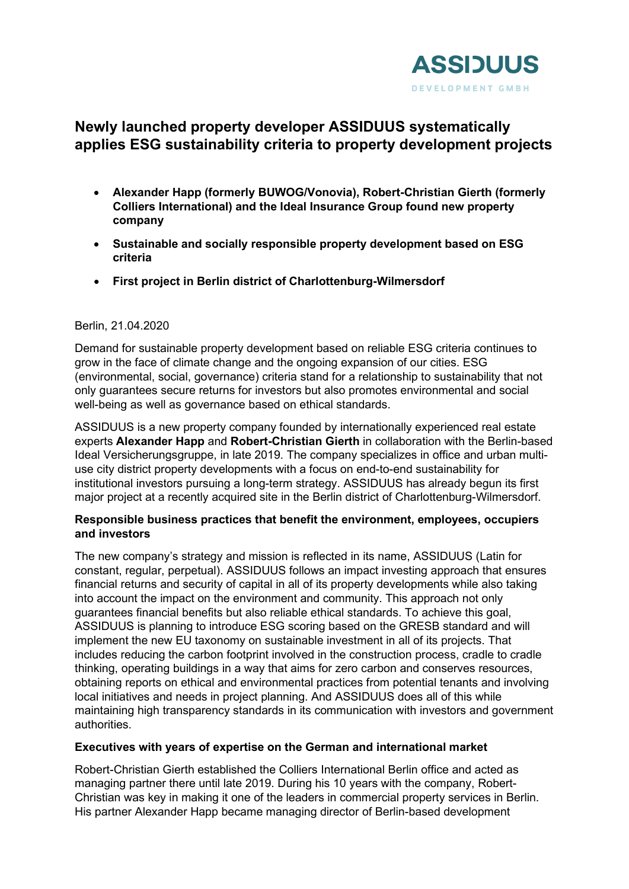ASSIDUUS
DEVELOPMENT GMBH

# Newly launched property developer ASSIDUUS systematically applies ESG sustainability criteria to property development projects

- **Alexander Happ (formerly BUWOG/Vonovia), Robert-Christian Gierth (formerly Colliers International) and the Ideal Insurance Group found new property company**
- **Sustainable and socially responsible property development based on ESG criteria**
- **First project in Berlin district of Charlottenburg-Wilmersdorf**

Berlin, 21.04.2020

Demand for sustainable property development based on reliable ESG criteria continues to grow in the face of climate change and the ongoing expansion of our cities. ESG (environmental, social, governance) criteria stand for a relationship to sustainability that not only guarantees secure returns for investors but also promotes environmental and social well-being as well as governance based on ethical standards.

ASSIDUUS is a new property company founded by internationally experienced real estate experts **Alexander Happ** and **Robert-Christian Gierth** in collaboration with the Berlin-based Ideal Versicherungsgruppe, in late 2019. The company specializes in office and urban multi-use city district property developments with a focus on end-to-end sustainability for institutional investors pursuing a long-term strategy. ASSIDUUS has already begun its first major project at a recently acquired site in the Berlin district of Charlottenburg-Wilmersdorf.

### Responsible business practices that benefit the environment, employees, occupiers and investors

The new company's strategy and mission is reflected in its name, ASSIDUUS (Latin for constant, regular, perpetual). ASSIDUUS follows an impact investing approach that ensures financial returns and security of capital in all of its property developments while also taking into account the impact on the environment and community. This approach not only guarantees financial benefits but also reliable ethical standards. To achieve this goal, ASSIDUUS is planning to introduce ESG scoring based on the GRESB standard and will implement the new EU taxonomy on sustainable investment in all of its projects. That includes reducing the carbon footprint involved in the construction process, cradle to cradle thinking, operating buildings in a way that aims for zero carbon and conserves resources, obtaining reports on ethical and environmental practices from potential tenants and involving local initiatives and needs in project planning. And ASSIDUUS does all of this while maintaining high transparency standards in its communication with investors and government authorities.

### Executives with years of expertise on the German and international market

Robert-Christian Gierth established the Colliers International Berlin office and acted as managing partner there until late 2019. During his 10 years with the company, Robert-Christian was key in making it one of the leaders in commercial property services in Berlin. His partner Alexander Happ became managing director of Berlin-based development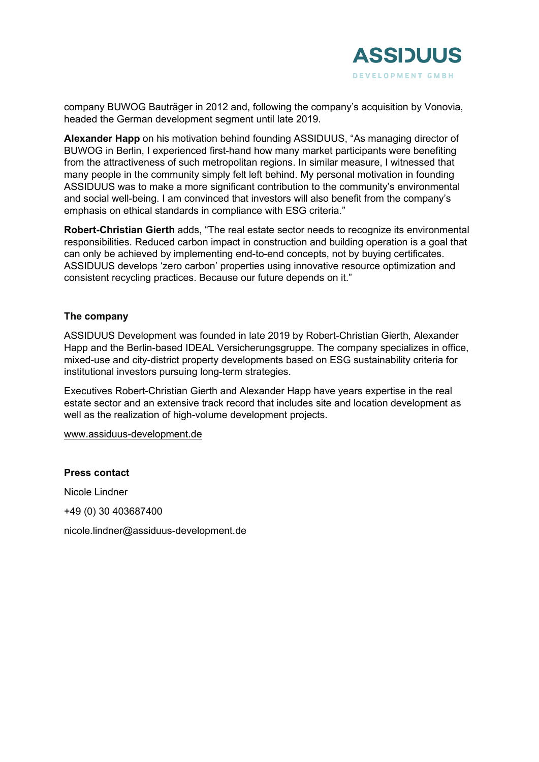company BUWOG Bauträger in 2012 and, following the company's acquisition by Vonovia, headed the German development segment until late 2019.

**Alexander Happ** on his motivation behind founding ASSIDUUS, "As managing director of BUWOG in Berlin, I experienced first-hand how many market participants were benefiting from the attractiveness of such metropolitan regions. In similar measure, I witnessed that many people in the community simply felt left behind. My personal motivation in founding ASSIDUUS was to make a more significant contribution to the community's environmental and social well-being. I am convinced that investors will also benefit from the company's emphasis on ethical standards in compliance with ESG criteria."

**Robert-Christian Gierth** adds, "The real estate sector needs to recognize its environmental responsibilities. Reduced carbon impact in construction and building operation is a goal that can only be achieved by implementing end-to-end concepts, not by buying certificates. ASSIDUUS develops 'zero carbon' properties using innovative resource optimization and consistent recycling practices. Because our future depends on it."

**The company**

ASSIDUUS Development was founded in late 2019 by Robert-Christian Gierth, Alexander Happ and the Berlin-based IDEAL Versicherungsgruppe. The company specializes in office, mixed-use and city-district property developments based on ESG sustainability criteria for institutional investors pursuing long-term strategies.

Executives Robert-Christian Gierth and Alexander Happ have years expertise in the real estate sector and an extensive track record that includes site and location development as well as the realization of high-volume development projects.

www.assiduus-development.de

**Press contact**

Nicole Lindner

+49 (0) 30 403687400

nicole.lindner@assiduus-development.de